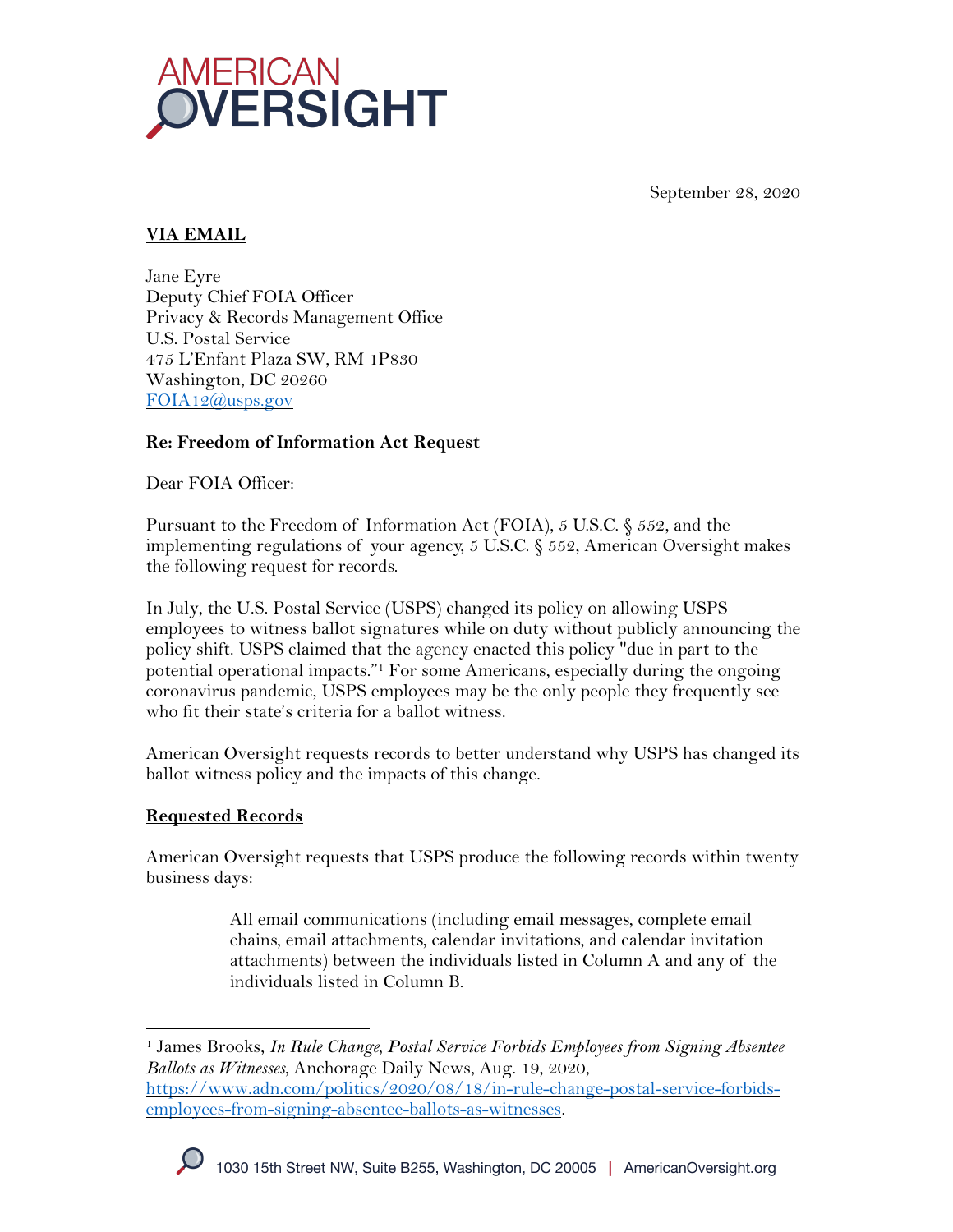AMERICAN OVERSIGHT

September 28, 2020

**VIA EMAIL**

Jane Eyre
Deputy Chief FOIA Officer
Privacy & Records Management Office
U.S. Postal Service
475 L'Enfant Plaza SW, RM 1P830
Washington, DC 20260
FOIA12@usps.gov

**Re: Freedom of Information Act Request**

Dear FOIA Officer:

Pursuant to the Freedom of Information Act (FOIA), 5 U.S.C. § 552, and the implementing regulations of your agency, 5 U.S.C. § 552, American Oversight makes the following request for records.

In July, the U.S. Postal Service (USPS) changed its policy on allowing USPS employees to witness ballot signatures while on duty without publicly announcing the policy shift. USPS claimed that the agency enacted this policy "due in part to the potential operational impacts."[1] For some Americans, especially during the ongoing coronavirus pandemic, USPS employees may be the only people they frequently see who fit their state's criteria for a ballot witness.

American Oversight requests records to better understand why USPS has changed its ballot witness policy and the impacts of this change.

**Requested Records**

American Oversight requests that USPS produce the following records within twenty business days:

> All email communications (including email messages, complete email chains, email attachments, calendar invitations, and calendar invitation attachments) between the individuals listed in Column A and any of the individuals listed in Column B.

---

[1] James Brooks, *In Rule Change, Postal Service Forbids Employees from Signing Absentee Ballots as Witnesses*, Anchorage Daily News, Aug. 19, 2020, https://www.adn.com/politics/2020/08/18/in-rule-change-postal-service-forbids-employees-from-signing-absentee-ballots-as-witnesses.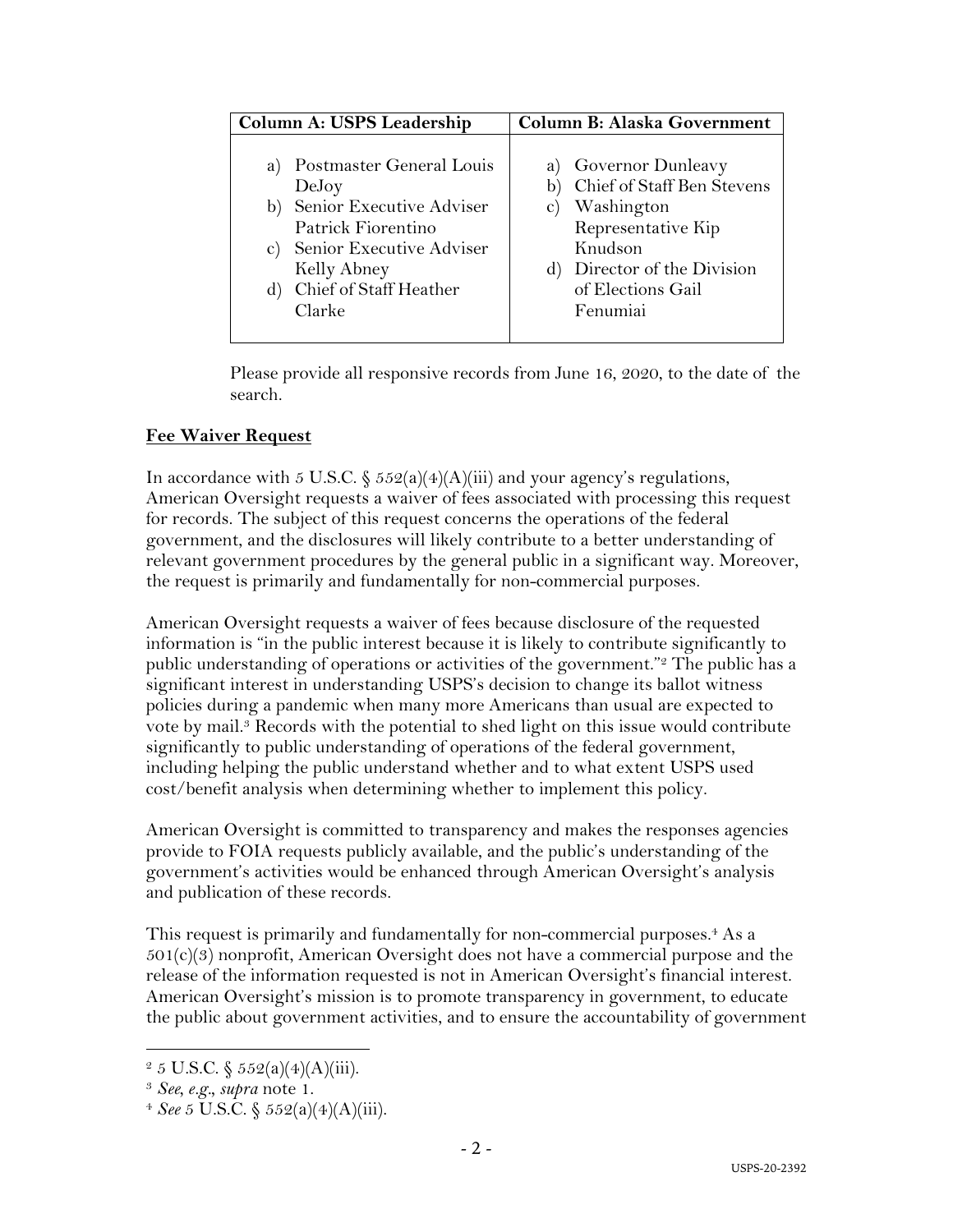| Column A: USPS Leadership | Column B: Alaska Government |
|---|---|
| a) Postmaster General Louis DeJoy<br>b) Senior Executive Adviser Patrick Fiorentino<br>c) Senior Executive Adviser Kelly Abney<br>d) Chief of Staff Heather Clarke | a) Governor Dunleavy<br>b) Chief of Staff Ben Stevens<br>c) Washington Representative Kip Knudson<br>d) Director of the Division of Elections Gail Fenumiai |

Please provide all responsive records from June 16, 2020, to the date of the search.

**Fee Waiver Request**

In accordance with 5 U.S.C. § 552(a)(4)(A)(iii) and your agency's regulations, American Oversight requests a waiver of fees associated with processing this request for records. The subject of this request concerns the operations of the federal government, and the disclosures will likely contribute to a better understanding of relevant government procedures by the general public in a significant way. Moreover, the request is primarily and fundamentally for non-commercial purposes.

American Oversight requests a waiver of fees because disclosure of the requested information is "in the public interest because it is likely to contribute significantly to public understanding of operations or activities of the government."[2] The public has a significant interest in understanding USPS's decision to change its ballot witness policies during a pandemic when many more Americans than usual are expected to vote by mail.[3] Records with the potential to shed light on this issue would contribute significantly to public understanding of operations of the federal government, including helping the public understand whether and to what extent USPS used cost/benefit analysis when determining whether to implement this policy.

American Oversight is committed to transparency and makes the responses agencies provide to FOIA requests publicly available, and the public's understanding of the government's activities would be enhanced through American Oversight's analysis and publication of these records.

This request is primarily and fundamentally for non-commercial purposes.[4] As a 501(c)(3) nonprofit, American Oversight does not have a commercial purpose and the release of the information requested is not in American Oversight's financial interest. American Oversight's mission is to promote transparency in government, to educate the public about government activities, and to ensure the accountability of government

[2] 5 U.S.C. § 552(a)(4)(A)(iii).

[3] *See, e.g., supra* note 1.

[4] *See* 5 U.S.C. § 552(a)(4)(A)(iii).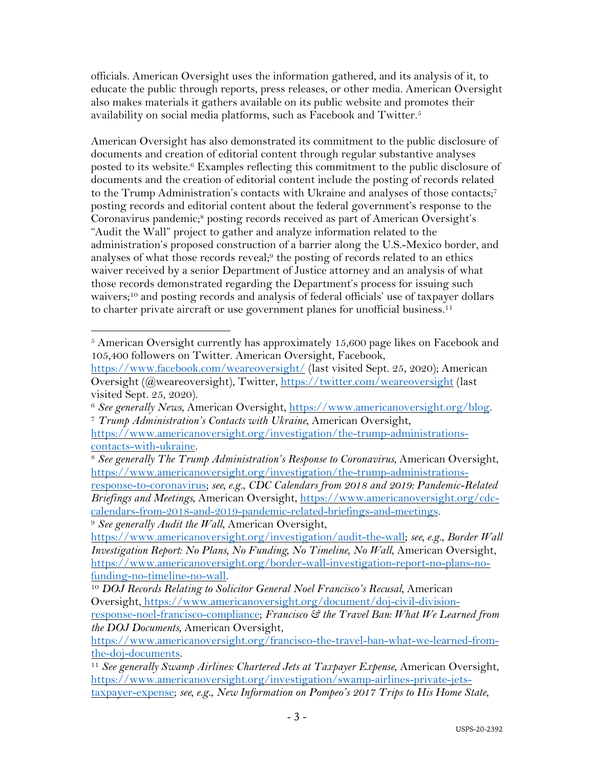officials. American Oversight uses the information gathered, and its analysis of it, to educate the public through reports, press releases, or other media. American Oversight also makes materials it gathers available on its public website and promotes their availability on social media platforms, such as Facebook and Twitter.[5]

American Oversight has also demonstrated its commitment to the public disclosure of documents and creation of editorial content through regular substantive analyses posted to its website.[6] Examples reflecting this commitment to the public disclosure of documents and the creation of editorial content include the posting of records related to the Trump Administration's contacts with Ukraine and analyses of those contacts;[7] posting records and editorial content about the federal government's response to the Coronavirus pandemic;[8] posting records received as part of American Oversight's "Audit the Wall" project to gather and analyze information related to the administration's proposed construction of a barrier along the U.S.-Mexico border, and analyses of what those records reveal;[9] the posting of records related to an ethics waiver received by a senior Department of Justice attorney and an analysis of what those records demonstrated regarding the Department's process for issuing such waivers;[10] and posting records and analysis of federal officials' use of taxpayer dollars to charter private aircraft or use government planes for unofficial business.[11]

---

[5] American Oversight currently has approximately 15,600 page likes on Facebook and 105,400 followers on Twitter. American Oversight, Facebook, https://www.facebook.com/weareoversight/ (last visited Sept. 25, 2020); American Oversight (@weareoversight), Twitter, https://twitter.com/weareoversight (last visited Sept. 25, 2020).

[6] *See generally News*, American Oversight, https://www.americanoversight.org/blog.

[7] *Trump Administration's Contacts with Ukraine*, American Oversight, https://www.americanoversight.org/investigation/the-trump-administrations-contacts-with-ukraine.

[8] *See generally The Trump Administration's Response to Coronavirus*, American Oversight, https://www.americanoversight.org/investigation/the-trump-administrations-response-to-coronavirus; *see, e.g.*, *CDC Calendars from 2018 and 2019: Pandemic-Related Briefings and Meetings*, American Oversight, https://www.americanoversight.org/cdc-calendars-from-2018-and-2019-pandemic-related-briefings-and-meetings.

[9] *See generally Audit the Wall*, American Oversight, https://www.americanoversight.org/investigation/audit-the-wall; *see, e.g.*, *Border Wall Investigation Report: No Plans, No Funding, No Timeline, No Wall*, American Oversight, https://www.americanoversight.org/border-wall-investigation-report-no-plans-no-funding-no-timeline-no-wall.

[10] *DOJ Records Relating to Solicitor General Noel Francisco's Recusal*, American Oversight, https://www.americanoversight.org/document/doj-civil-division-response-noel-francisco-compliance; *Francisco & the Travel Ban: What We Learned from the DOJ Documents*, American Oversight, https://www.americanoversight.org/francisco-the-travel-ban-what-we-learned-from-the-doj-documents.

[11] *See generally Swamp Airlines: Chartered Jets at Taxpayer Expense*, American Oversight, https://www.americanoversight.org/investigation/swamp-airlines-private-jets-taxpayer-expense; *see, e.g.*, *New Information on Pompeo's 2017 Trips to His Home State*,

USPS-20-2392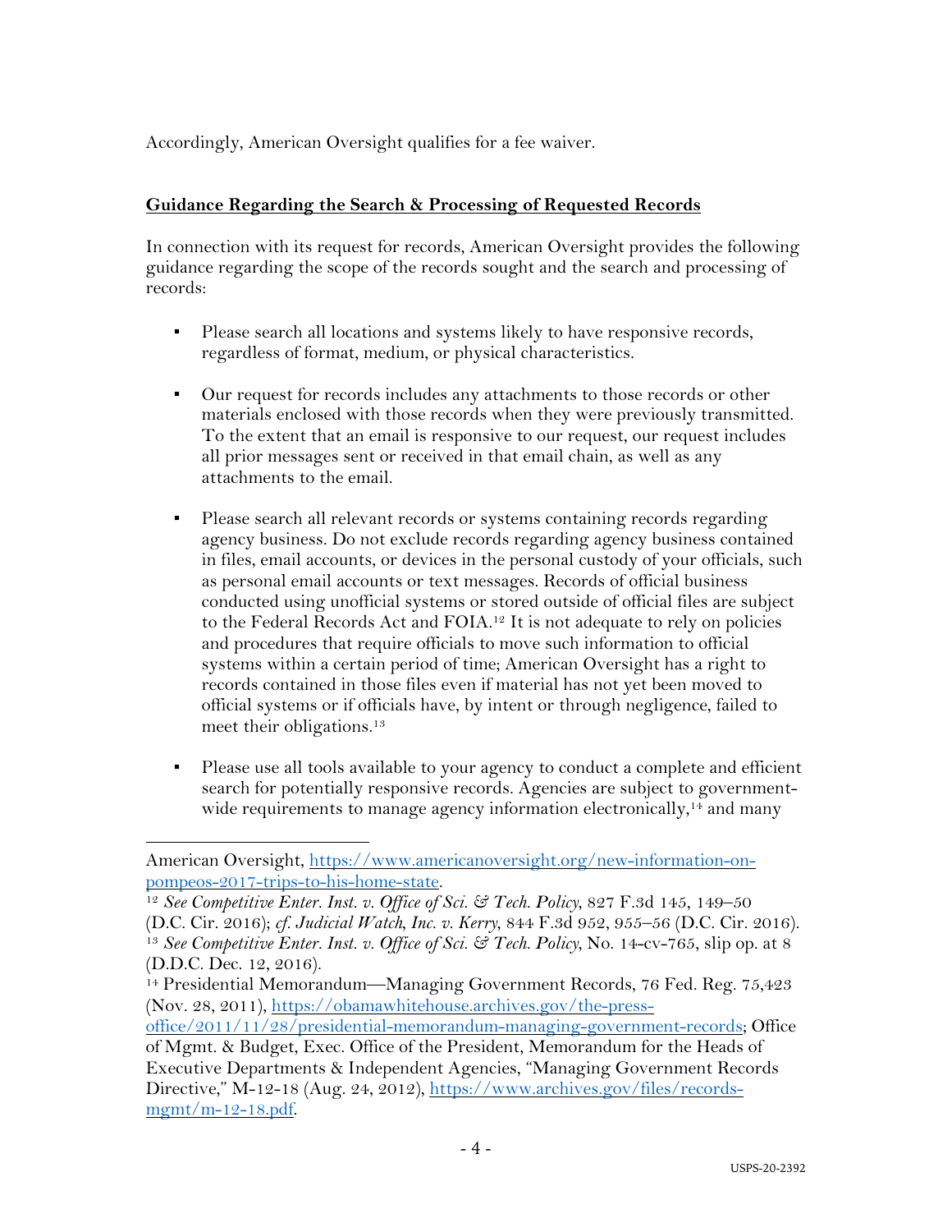Accordingly, American Oversight qualifies for a fee waiver.

**Guidance Regarding the Search & Processing of Requested Records**

In connection with its request for records, American Oversight provides the following guidance regarding the scope of the records sought and the search and processing of records:

- Please search all locations and systems likely to have responsive records, regardless of format, medium, or physical characteristics.

- Our request for records includes any attachments to those records or other materials enclosed with those records when they were previously transmitted. To the extent that an email is responsive to our request, our request includes all prior messages sent or received in that email chain, as well as any attachments to the email.

- Please search all relevant records or systems containing records regarding agency business. Do not exclude records regarding agency business contained in files, email accounts, or devices in the personal custody of your officials, such as personal email accounts or text messages. Records of official business conducted using unofficial systems or stored outside of official files are subject to the Federal Records Act and FOIA.[12] It is not adequate to rely on policies and procedures that require officials to move such information to official systems within a certain period of time; American Oversight has a right to records contained in those files even if material has not yet been moved to official systems or if officials have, by intent or through negligence, failed to meet their obligations.[13]

- Please use all tools available to your agency to conduct a complete and efficient search for potentially responsive records. Agencies are subject to government-wide requirements to manage agency information electronically,[14] and many

---

American Oversight, https://www.americanoversight.org/new-information-on-pompeos-2017-trips-to-his-home-state.

[12] *See Competitive Enter. Inst. v. Office of Sci. & Tech. Policy*, 827 F.3d 145, 149–50 (D.C. Cir. 2016); *cf. Judicial Watch, Inc. v. Kerry*, 844 F.3d 952, 955–56 (D.C. Cir. 2016).

[13] *See Competitive Enter. Inst. v. Office of Sci. & Tech. Policy*, No. 14-cv-765, slip op. at 8 (D.D.C. Dec. 12, 2016).

[14] Presidential Memorandum—Managing Government Records, 76 Fed. Reg. 75,423 (Nov. 28, 2011), https://obamawhitehouse.archives.gov/the-press-office/2011/11/28/presidential-memorandum-managing-government-records; Office of Mgmt. & Budget, Exec. Office of the President, Memorandum for the Heads of Executive Departments & Independent Agencies, "Managing Government Records Directive," M-12-18 (Aug. 24, 2012), https://www.archives.gov/files/records-mgmt/m-12-18.pdf.

USPS-20-2392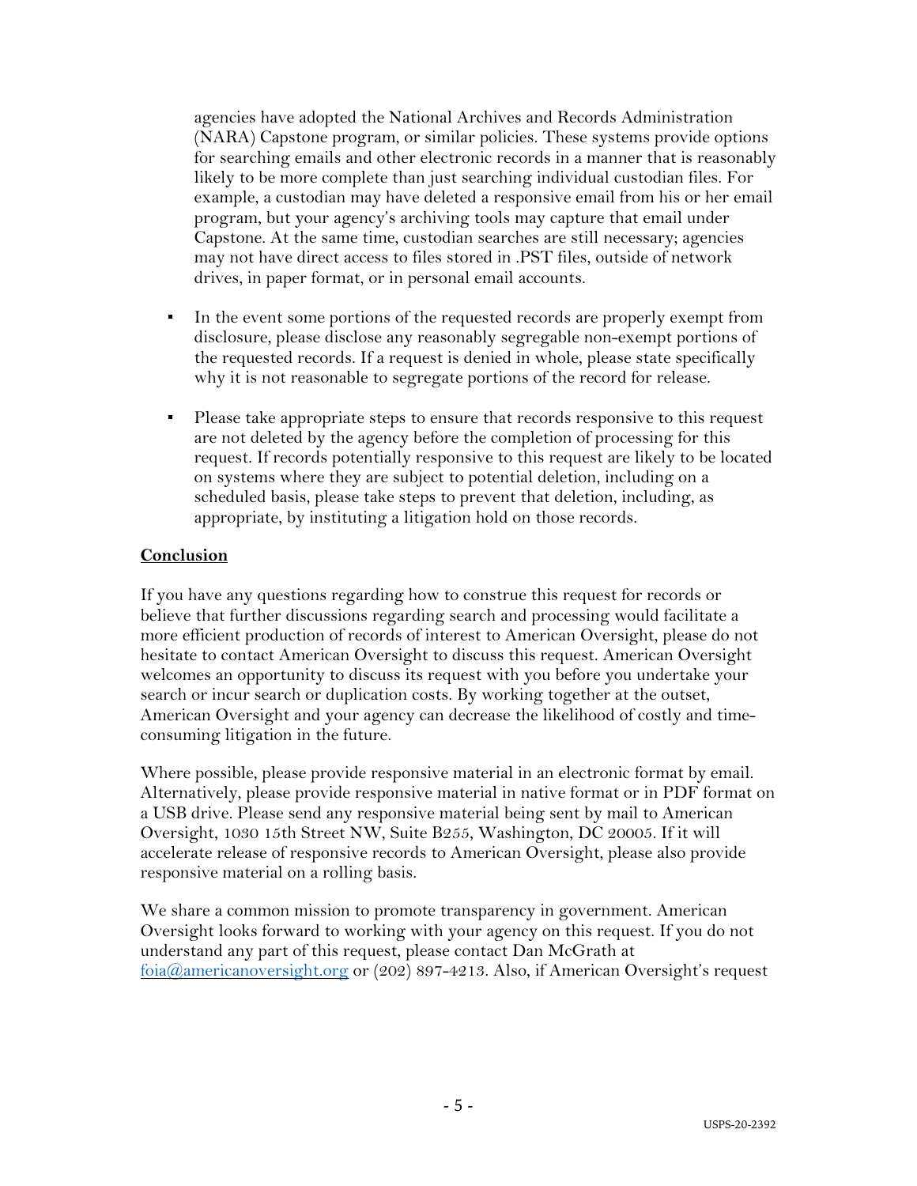agencies have adopted the National Archives and Records Administration (NARA) Capstone program, or similar policies. These systems provide options for searching emails and other electronic records in a manner that is reasonably likely to be more complete than just searching individual custodian files. For example, a custodian may have deleted a responsive email from his or her email program, but your agency's archiving tools may capture that email under Capstone. At the same time, custodian searches are still necessary; agencies may not have direct access to files stored in .PST files, outside of network drives, in paper format, or in personal email accounts.

- In the event some portions of the requested records are properly exempt from disclosure, please disclose any reasonably segregable non-exempt portions of the requested records. If a request is denied in whole, please state specifically why it is not reasonable to segregate portions of the record for release.

- Please take appropriate steps to ensure that records responsive to this request are not deleted by the agency before the completion of processing for this request. If records potentially responsive to this request are likely to be located on systems where they are subject to potential deletion, including on a scheduled basis, please take steps to prevent that deletion, including, as appropriate, by instituting a litigation hold on those records.

**Conclusion**

If you have any questions regarding how to construe this request for records or believe that further discussions regarding search and processing would facilitate a more efficient production of records of interest to American Oversight, please do not hesitate to contact American Oversight to discuss this request. American Oversight welcomes an opportunity to discuss its request with you before you undertake your search or incur search or duplication costs. By working together at the outset, American Oversight and your agency can decrease the likelihood of costly and time-consuming litigation in the future.

Where possible, please provide responsive material in an electronic format by email. Alternatively, please provide responsive material in native format or in PDF format on a USB drive. Please send any responsive material being sent by mail to American Oversight, 1030 15th Street NW, Suite B255, Washington, DC 20005. If it will accelerate release of responsive records to American Oversight, please also provide responsive material on a rolling basis.

We share a common mission to promote transparency in government. American Oversight looks forward to working with your agency on this request. If you do not understand any part of this request, please contact Dan McGrath at foia@americanoversight.org or (202) 897-4213. Also, if American Oversight's request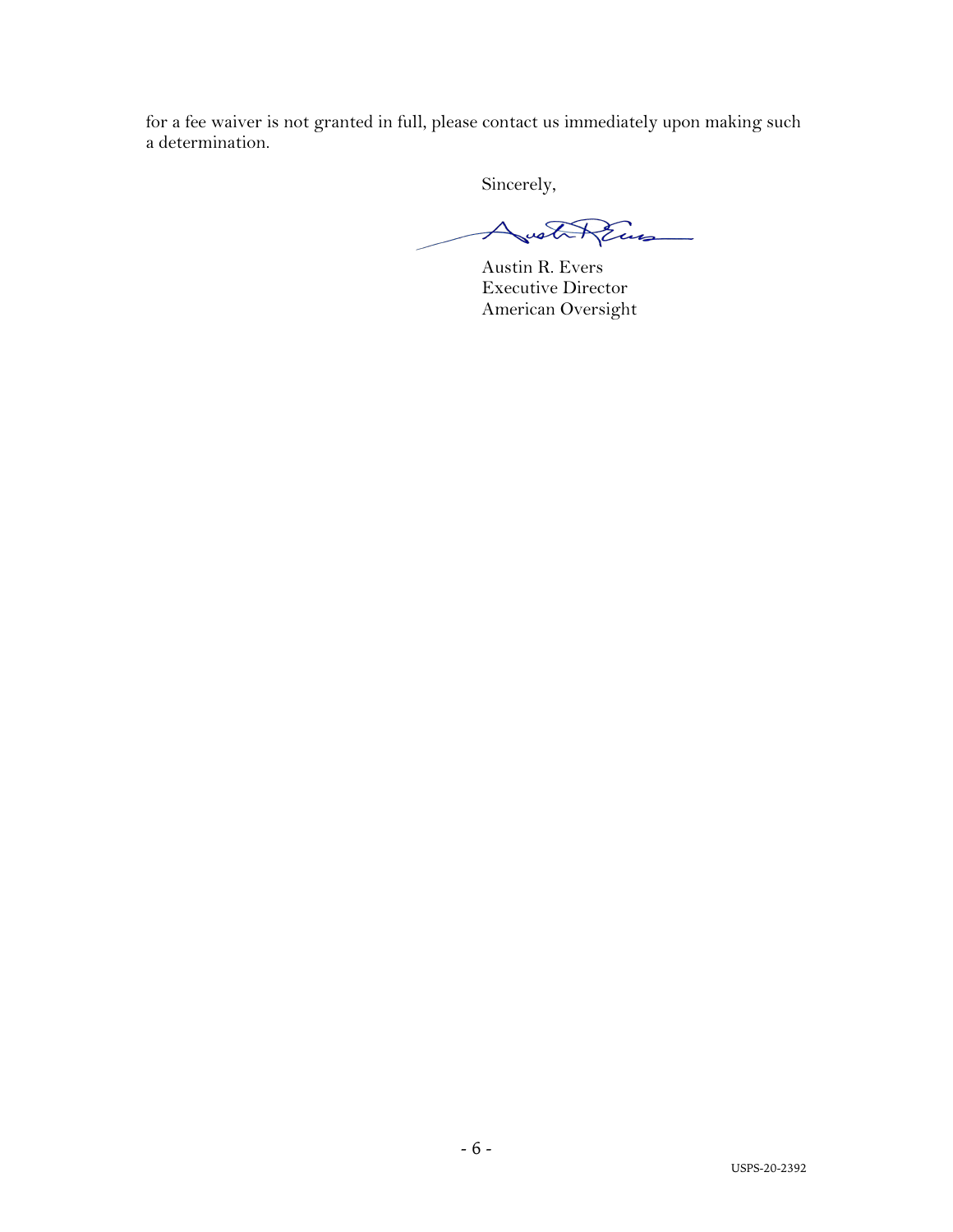for a fee waiver is not granted in full, please contact us immediately upon making such a determination.

Sincerely,

Austin R. Evers
Executive Director
American Oversight

USPS-20-2392